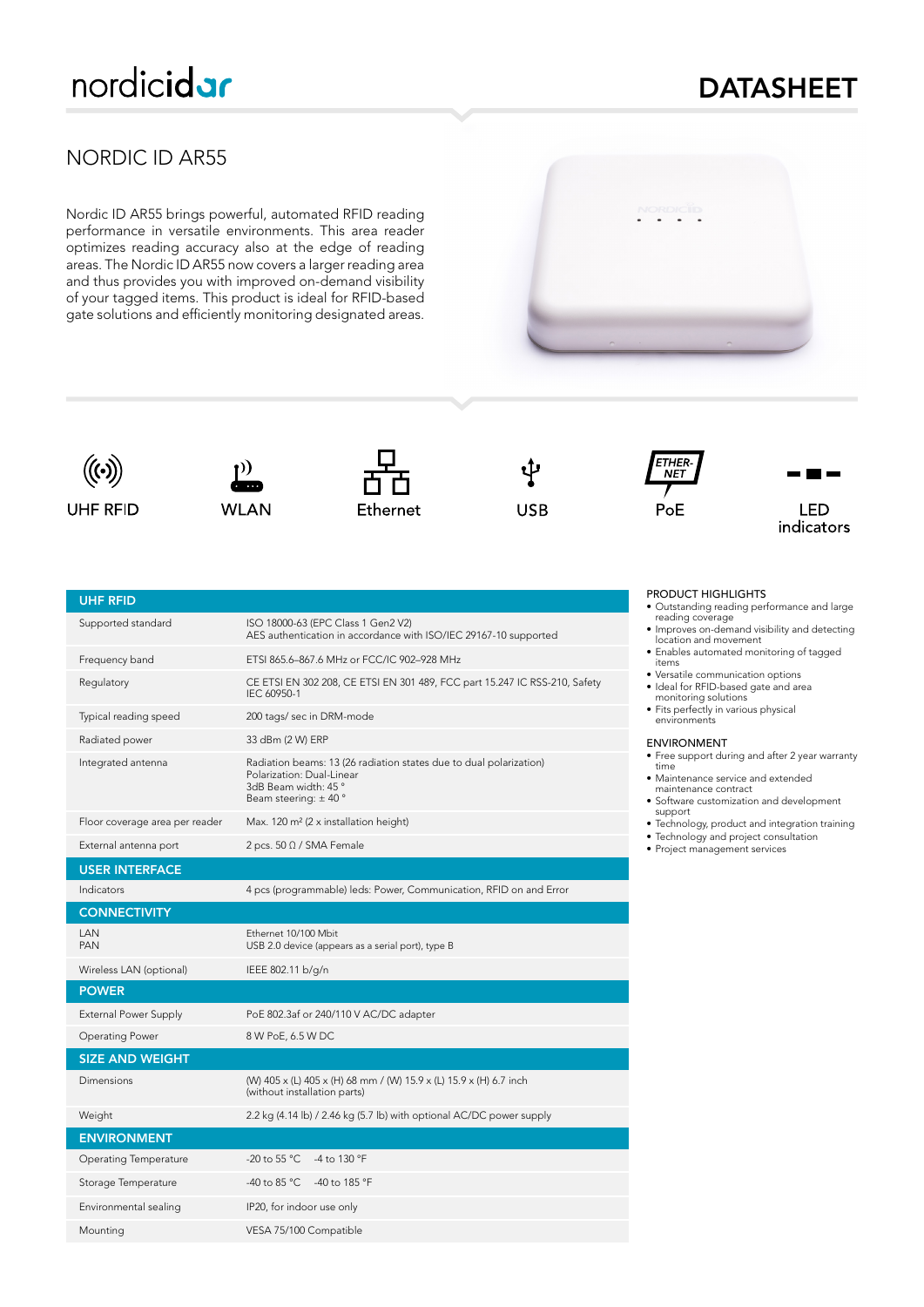nordicid

# DATASHEET

## NORDIC ID AR55

Nordic ID AR55 brings powerful, automated RFID reading performance in versatile environments. This area reader optimizes reading accuracy also at the edge of reading areas. The Nordic ID AR55 now covers a larger reading area and thus provides you with improved on-demand visibility of your tagged items. This product is ideal for RFID-based gate solutions and efficiently monitoring designated areas.

UHF RFID | WLAN | Ethernet | USB | PoE | LED indicators

| | |
|---|---|
| **UHF RFID** | |
| Supported standard | ISO 18000-63 (EPC Class 1 Gen2 V2)<br>AES authentication in accordance with ISO/IEC 29167-10 supported |
| Frequency band | ETSI 865.6–867.6 MHz or FCC/IC 902–928 MHz |
| Regulatory | CE ETSI EN 302 208, CE ETSI EN 301 489, FCC part 15.247 IC RSS-210, Safety IEC 60950-1 |
| Typical reading speed | 200 tags/ sec in DRM-mode |
| Radiated power | 33 dBm (2 W) ERP |
| Integrated antenna | Radiation beams: 13 (26 radiation states due to dual polarization)<br>Polarization: Dual-Linear<br>3dB Beam width: 45 °<br>Beam steering: ± 40 ° |
| Floor coverage area per reader | Max. 120 m² (2 x installation height) |
| External antenna port | 2 pcs. 50 Ω / SMA Female |
| **USER INTERFACE** | |
| Indicators | 4 pcs (programmable) leds: Power, Communication, RFID on and Error |
| **CONNECTIVITY** | |
| LAN<br>PAN | Ethernet 10/100 Mbit<br>USB 2.0 device (appears as a serial port), type B |
| Wireless LAN (optional) | IEEE 802.11 b/g/n |
| **POWER** | |
| External Power Supply | PoE 802.3af or 240/110 V AC/DC adapter |
| Operating Power | 8 W PoE, 6.5 W DC |
| **SIZE AND WEIGHT** | |
| Dimensions | (W) 405 x (L) 405 x (H) 68 mm / (W) 15.9 x (L) 15.9 x (H) 6.7 inch<br>(without installation parts) |
| Weight | 2.2 kg (4.14 lb) / 2.46 kg (5.7 lb) with optional AC/DC power supply |
| **ENVIRONMENT** | |
| Operating Temperature | -20 to 55 °C -4 to 130 °F |
| Storage Temperature | -40 to 85 °C -40 to 185 °F |
| Environmental sealing | IP20, for indoor use only |
| Mounting | VESA 75/100 Compatible |

### PRODUCT HIGHLIGHTS

- Outstanding reading performance and large reading coverage
- Improves on-demand visibility and detecting location and movement
- Enables automated monitoring of tagged items
- Versatile communication options
- Ideal for RFID-based gate and area monitoring solutions
- Fits perfectly in various physical environments

### ENVIRONMENT

- Free support during and after 2 year warranty time
- Maintenance service and extended maintenance contract
- Software customization and development support
- Technology, product and integration training
- Technology and project consultation
- Project management services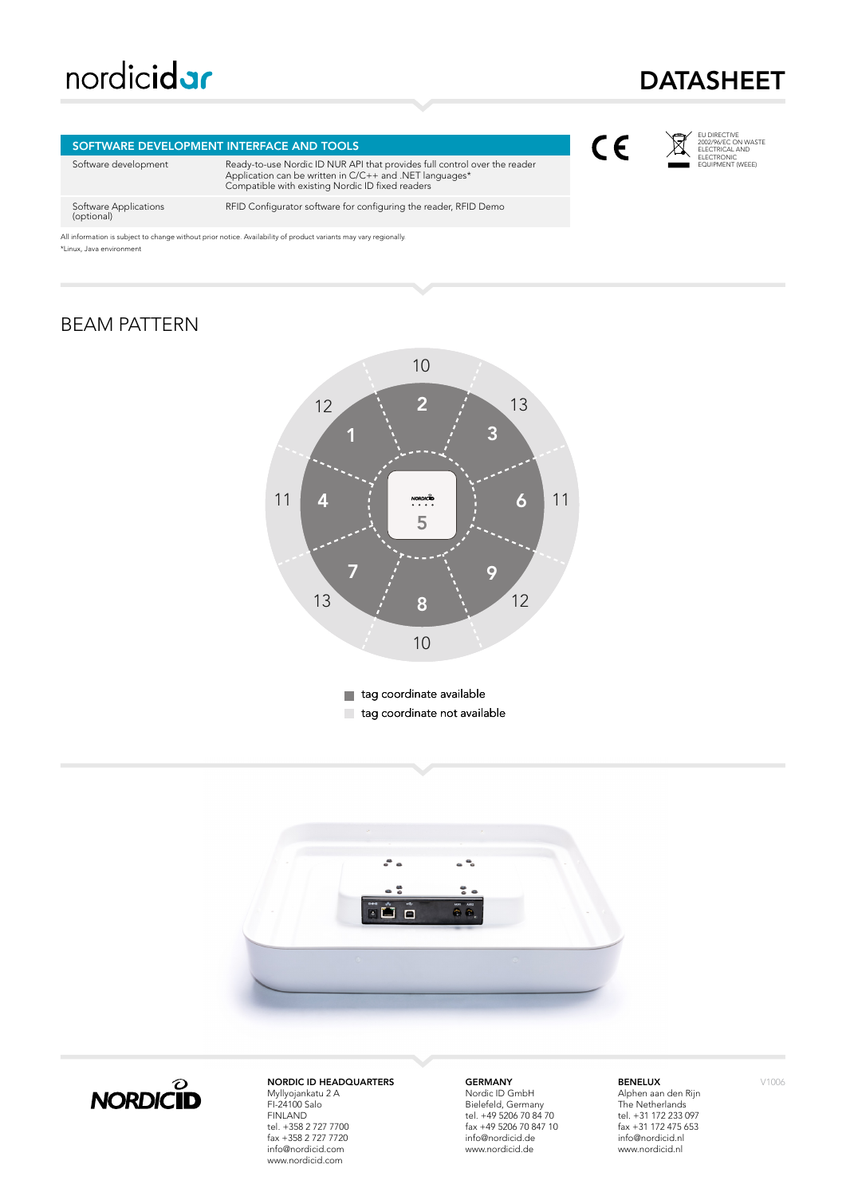# DATASHEET

## SOFTWARE DEVELOPMENT INTERFACE AND TOOLS

| | |
|---|---|
| Software development | Ready-to-use Nordic ID NUR API that provides full control over the reader<br>Application can be written in C/C++ and .NET languages*<br>Compatible with existing Nordic ID fixed readers |
| Software Applications (optional) | RFID Configurator software for configuring the reader, RFID Demo |

All information is subject to change without prior notice. Availability of product variants may vary regionally.

*Linux, Java environment

EU DIRECTIVE 2002/96/EC ON WASTE ELECTRICAL AND ELECTRONIC EQUIPMENT (WEEE)

## BEAM PATTERN

10
12
2
13
1
3
11
4
5
6
11
7
9
13
8
12
10

tag coordinate available

tag coordinate not available

**NORDIC ID HEADQUARTERS**
Myllyojankatu 2 A
FI-24100 Salo
FINLAND
tel. +358 2 727 7700
fax +358 2 727 7720
info@nordicid.com
www.nordicid.com

**GERMANY**
Nordic ID GmbH
Bielefeld, Germany
tel. +49 5206 70 84 70
fax +49 5206 70 847 10
info@nordicid.de
www.nordicid.de

**BENELUX**
Alphen aan den Rijn
The Netherlands
tel. +31 172 233 097
fax +31 172 475 653
info@nordicid.nl
www.nordicid.nl

V1006